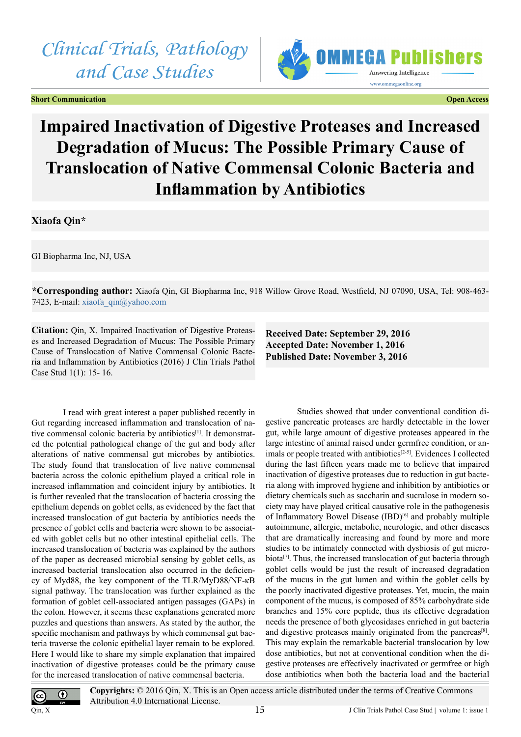Short Communication | Open Access

# Impaired Inactivation of Digestive Proteases and Increased Degradation of Mucus: The Possible Primary Cause of Translocation of Native Commensal Colonic Bacteria and Inflammation by Antibiotics

**Xiaofa Qin***

GI Biopharma Inc, NJ, USA

***Corresponding author:** Xiaofa Qin, GI Biopharma Inc, 918 Willow Grove Road, Westfield, NJ 07090, USA, Tel: 908-463-7423, E-mail: xiaofa_qin@yahoo.com

**Citation:** Qin, X. Impaired Inactivation of Digestive Proteases and Increased Degradation of Mucus: The Possible Primary Cause of Translocation of Native Commensal Colonic Bacteria and Inflammation by Antibiotics (2016) J Clin Trials Pathol Case Stud 1(1): 15- 16.

**Received Date: September 29, 2016**
**Accepted Date: November 1, 2016**
**Published Date: November 3, 2016**

I read with great interest a paper published recently in Gut regarding increased inflammation and translocation of native commensal colonic bacteria by antibiotics[1]. It demonstrated the potential pathological change of the gut and body after alterations of native commensal gut microbes by antibiotics. The study found that translocation of live native commensal bacteria across the colonic epithelium played a critical role in increased inflammation and coincident injury by antibiotics. It is further revealed that the translocation of bacteria crossing the epithelium depends on goblet cells, as evidenced by the fact that increased translocation of gut bacteria by antibiotics needs the presence of goblet cells and bacteria were shown to be associated with goblet cells but no other intestinal epithelial cells. The increased translocation of bacteria was explained by the authors of the paper as decreased microbial sensing by goblet cells, as increased bacterial translocation also occurred in the deficiency of Myd88, the key component of the TLR/MyD88/NF-κB signal pathway. The translocation was further explained as the formation of goblet cell-associated antigen passages (GAPs) in the colon. However, it seems these explanations generated more puzzles and questions than answers. As stated by the author, the specific mechanism and pathways by which commensal gut bacteria traverse the colonic epithelial layer remain to be explored. Here I would like to share my simple explanation that impaired inactivation of digestive proteases could be the primary cause for the increased translocation of native commensal bacteria.

Studies showed that under conventional condition digestive pancreatic proteases are hardly detectable in the lower gut, while large amount of digestive proteases appeared in the large intestine of animal raised under germfree condition, or animals or people treated with antibiotics[2-5]. Evidences I collected during the last fifteen years made me to believe that impaired inactivation of digestive proteases due to reduction in gut bacteria along with improved hygiene and inhibition by antibiotics or dietary chemicals such as saccharin and sucralose in modern society may have played critical causative role in the pathogenesis of Inflammatory Bowel Disease (IBD)[6] and probably multiple autoimmune, allergic, metabolic, neurologic, and other diseases that are dramatically increasing and found by more and more studies to be intimately connected with dysbiosis of gut microbiota[7]. Thus, the increased translocation of gut bacteria through goblet cells would be just the result of increased degradation of the mucus in the gut lumen and within the goblet cells by the poorly inactivated digestive proteases. Yet, mucin, the main component of the mucus, is composed of 85% carbohydrate side branches and 15% core peptide, thus its effective degradation needs the presence of both glycosidases enriched in gut bacteria and digestive proteases mainly originated from the pancreas[8]. This may explain the remarkable bacterial translocation by low dose antibiotics, but not at conventional condition when the digestive proteases are effectively inactivated or germfree or high dose antibiotics when both the bacteria load and the bacterial

**Copyrights:** © 2016 Qin, X. This is an Open access article distributed under the terms of Creative Commons Attribution 4.0 International License.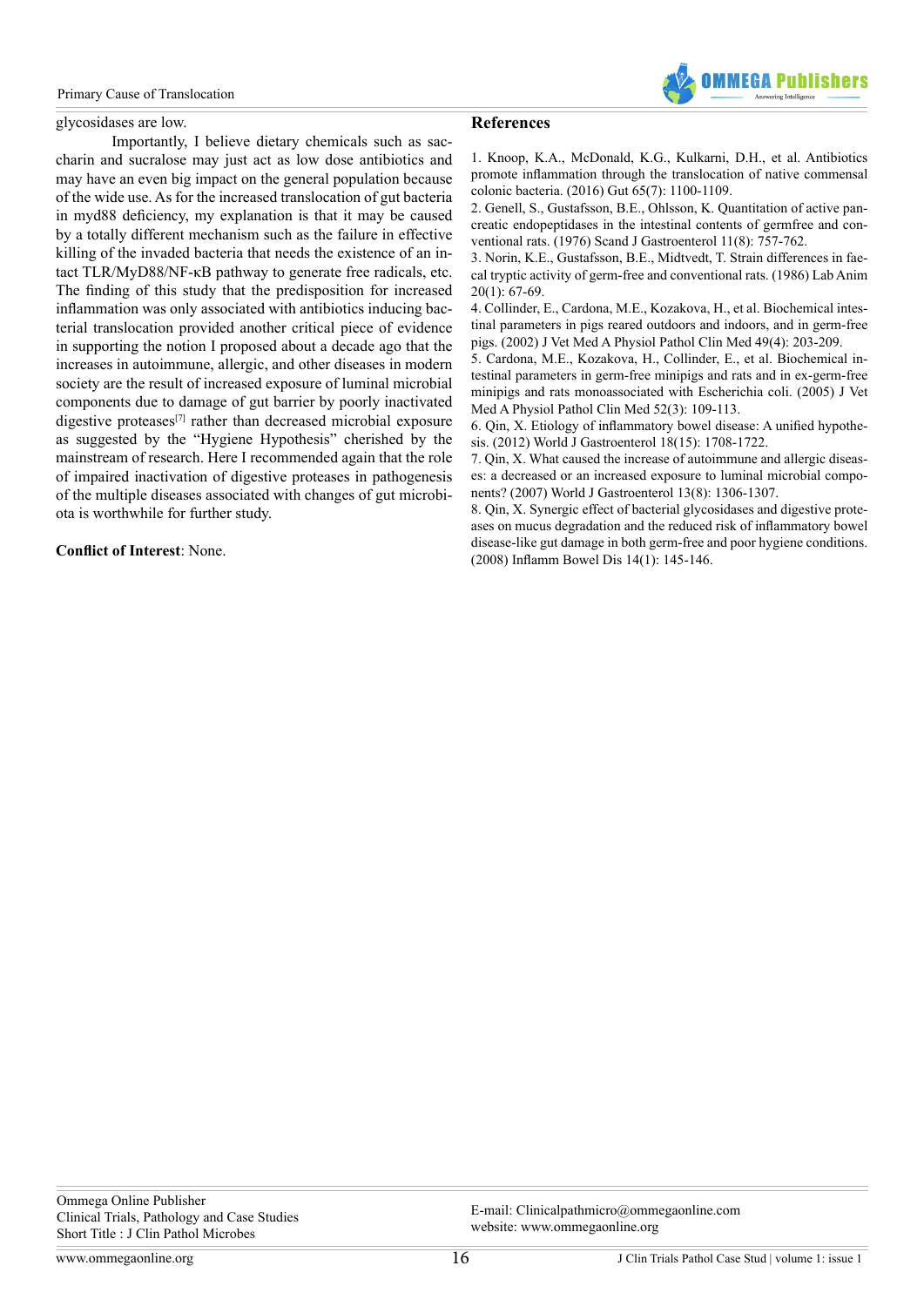glycosidases are low.

Importantly, I believe dietary chemicals such as saccharin and sucralose may just act as low dose antibiotics and may have an even big impact on the general population because of the wide use. As for the increased translocation of gut bacteria in myd88 deficiency, my explanation is that it may be caused by a totally different mechanism such as the failure in effective killing of the invaded bacteria that needs the existence of an intact TLR/MyD88/NF-κB pathway to generate free radicals, etc. The finding of this study that the predisposition for increased inflammation was only associated with antibiotics inducing bacterial translocation provided another critical piece of evidence in supporting the notion I proposed about a decade ago that the increases in autoimmune, allergic, and other diseases in modern society are the result of increased exposure of luminal microbial components due to damage of gut barrier by poorly inactivated digestive proteases[7] rather than decreased microbial exposure as suggested by the "Hygiene Hypothesis" cherished by the mainstream of research. Here I recommended again that the role of impaired inactivation of digestive proteases in pathogenesis of the multiple diseases associated with changes of gut microbiota is worthwhile for further study.

**Conflict of Interest**: None.

## References

1. Knoop, K.A., McDonald, K.G., Kulkarni, D.H., et al. Antibiotics promote inflammation through the translocation of native commensal colonic bacteria. (2016) Gut 65(7): 1100-1109.
2. Genell, S., Gustafsson, B.E., Ohlsson, K. Quantitation of active pancreatic endopeptidases in the intestinal contents of germfree and conventional rats. (1976) Scand J Gastroenterol 11(8): 757-762.
3. Norin, K.E., Gustafsson, B.E., Midtvedt, T. Strain differences in faecal tryptic activity of germ-free and conventional rats. (1986) Lab Anim 20(1): 67-69.
4. Collinder, E., Cardona, M.E., Kozakova, H., et al. Biochemical intestinal parameters in pigs reared outdoors and indoors, and in germ-free pigs. (2002) J Vet Med A Physiol Pathol Clin Med 49(4): 203-209.
5. Cardona, M.E., Kozakova, H., Collinder, E., et al. Biochemical intestinal parameters in germ-free minipigs and rats and in ex-germ-free minipigs and rats monoassociated with Escherichia coli. (2005) J Vet Med A Physiol Pathol Clin Med 52(3): 109-113.
6. Qin, X. Etiology of inflammatory bowel disease: A unified hypothesis. (2012) World J Gastroenterol 18(15): 1708-1722.
7. Qin, X. What caused the increase of autoimmune and allergic diseases: a decreased or an increased exposure to luminal microbial components? (2007) World J Gastroenterol 13(8): 1306-1307.
8. Qin, X. Synergic effect of bacterial glycosidases and digestive proteases on mucus degradation and the reduced risk of inflammatory bowel disease-like gut damage in both germ-free and poor hygiene conditions. (2008) Inflamm Bowel Dis 14(1): 145-146.